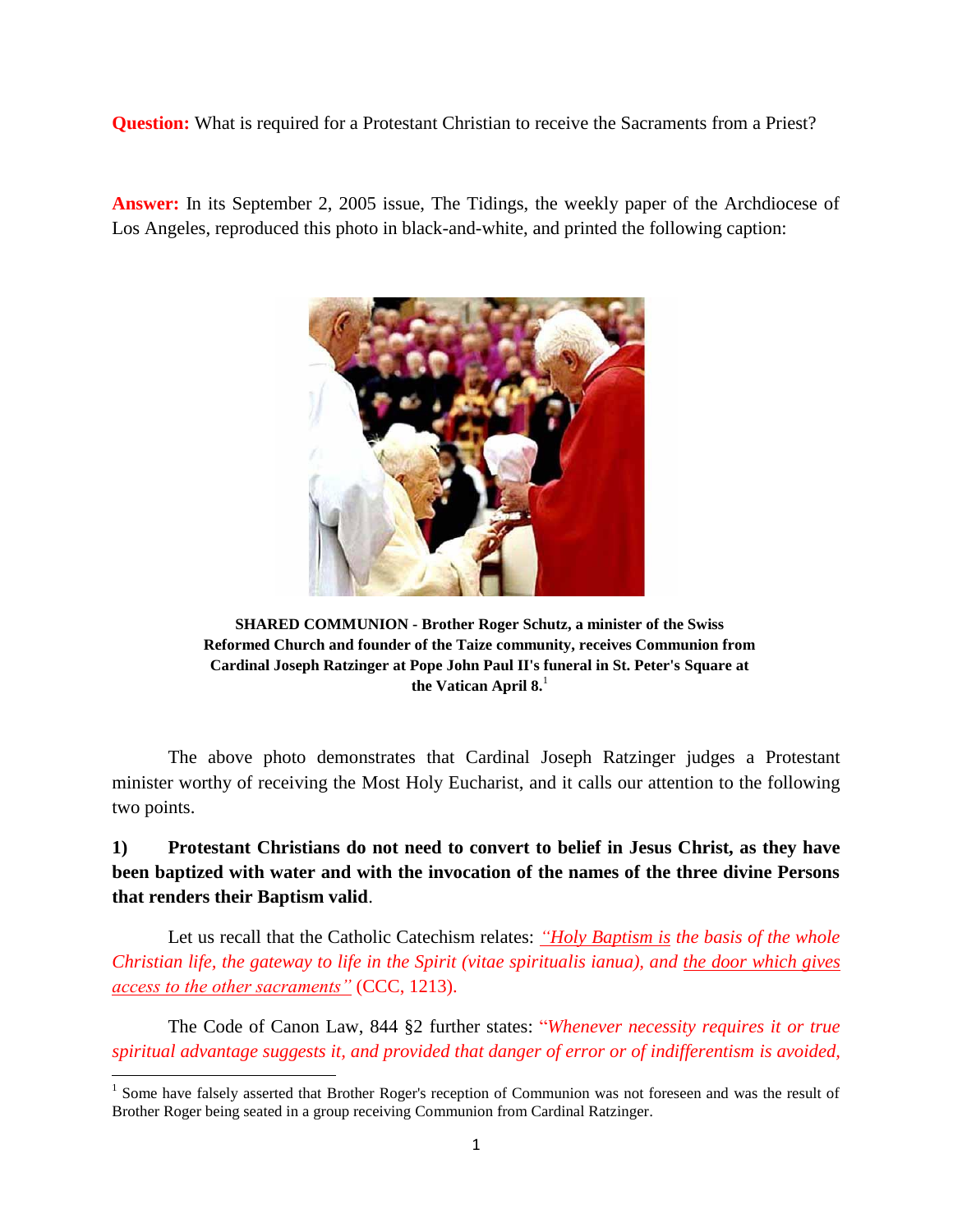**Question:** What is required for a Protestant Christian to receive the Sacraments from a Priest?

**Answer:** In its September 2, 2005 issue, The Tidings, the weekly paper of the Archdiocese of Los Angeles, reproduced this photo in black-and-white, and printed the following caption:

**SHARED COMMUNION - Brother Roger Schutz, a minister of the Swiss Reformed Church and founder of the Taize community, receives Communion from Cardinal Joseph Ratzinger at Pope John Paul II's funeral in St. Peter's Square at the Vatican April 8.**[1]

The above photo demonstrates that Cardinal Joseph Ratzinger judges a Protestant minister worthy of receiving the Most Holy Eucharist, and it calls our attention to the following two points.

**1) Protestant Christians do not need to convert to belief in Jesus Christ, as they have been baptized with water and with the invocation of the names of the three divine Persons that renders their Baptism valid.**

Let us recall that the Catholic Catechism relates: *"Holy Baptism is the basis of the whole Christian life, the gateway to life in the Spirit (vitae spiritualis ianua), and the door which gives access to the other sacraments"* (CCC, 1213).

The Code of Canon Law, 844 §2 further states: "*Whenever necessity requires it or true spiritual advantage suggests it, and provided that danger of error or of indifferentism is avoided,*

[1] Some have falsely asserted that Brother Roger's reception of Communion was not foreseen and was the result of Brother Roger being seated in a group receiving Communion from Cardinal Ratzinger.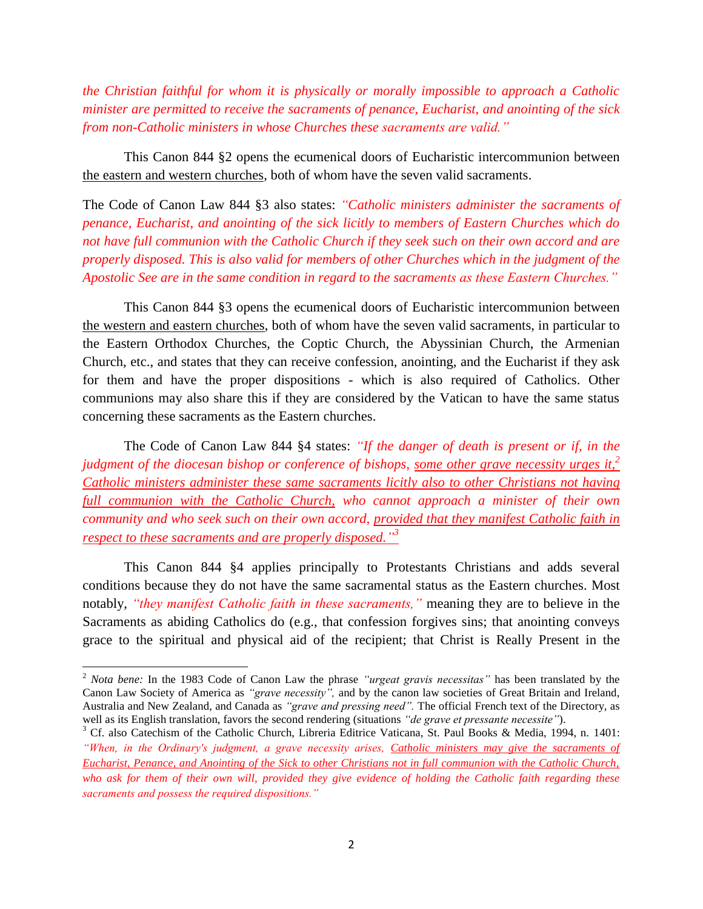*the Christian faithful for whom it is physically or morally impossible to approach a Catholic minister are permitted to receive the sacraments of penance, Eucharist, and anointing of the sick from non-Catholic ministers in whose Churches these sacraments are valid."*

This Canon 844 §2 opens the ecumenical doors of Eucharistic intercommunion between <u>the eastern and western churches</u>, both of whom have the seven valid sacraments.

The Code of Canon Law 844 §3 also states: *"Catholic ministers administer the sacraments of penance, Eucharist, and anointing of the sick licitly to members of Eastern Churches which do not have full communion with the Catholic Church if they seek such on their own accord and are properly disposed. This is also valid for members of other Churches which in the judgment of the Apostolic See are in the same condition in regard to the sacraments as these Eastern Churches."*

This Canon 844 §3 opens the ecumenical doors of Eucharistic intercommunion between <u>the western and eastern churches</u>, both of whom have the seven valid sacraments, in particular to the Eastern Orthodox Churches, the Coptic Church, the Abyssinian Church, the Armenian Church, etc., and states that they can receive confession, anointing, and the Eucharist if they ask for them and have the proper dispositions - which is also required of Catholics. Other communions may also share this if they are considered by the Vatican to have the same status concerning these sacraments as the Eastern churches.

The Code of Canon Law 844 §4 states: *"If the danger of death is present or if, in the judgment of the diocesan bishop or conference of bishops, <u>some other grave necessity urges it,</u>[2] <u>Catholic ministers administer these same sacraments licitly also to other Christians not having full communion with the Catholic Church,</u> who cannot approach a minister of their own community and who seek such on their own accord, <u>provided that they manifest Catholic faith in respect to these sacraments and are properly disposed."</u>*[3]

This Canon 844 §4 applies principally to Protestants Christians and adds several conditions because they do not have the same sacramental status as the Eastern churches. Most notably, *"they manifest Catholic faith in these sacraments,"* meaning they are to believe in the Sacraments as abiding Catholics do (e.g., that confession forgives sins; that anointing conveys grace to the spiritual and physical aid of the recipient; that Christ is Really Present in the

---

[2] *Nota bene:* In the 1983 Code of Canon Law the phrase *"urgeat gravis necessitas"* has been translated by the Canon Law Society of America as *"grave necessity",* and by the canon law societies of Great Britain and Ireland, Australia and New Zealand, and Canada as *"grave and pressing need".* The official French text of the Directory, as well as its English translation, favors the second rendering (situations *"de grave et pressante necessite"*).

[3] Cf. also Catechism of the Catholic Church, Libreria Editrice Vaticana, St. Paul Books & Media, 1994, n. 1401: *"When, in the Ordinary's judgment, a grave necessity arises, <u>Catholic ministers may give the sacraments of Eucharist, Penance, and Anointing of the Sick to other Christians not in full communion with the Catholic Church,</u> who ask for them of their own will, provided they give evidence of holding the Catholic faith regarding these sacraments and possess the required dispositions."*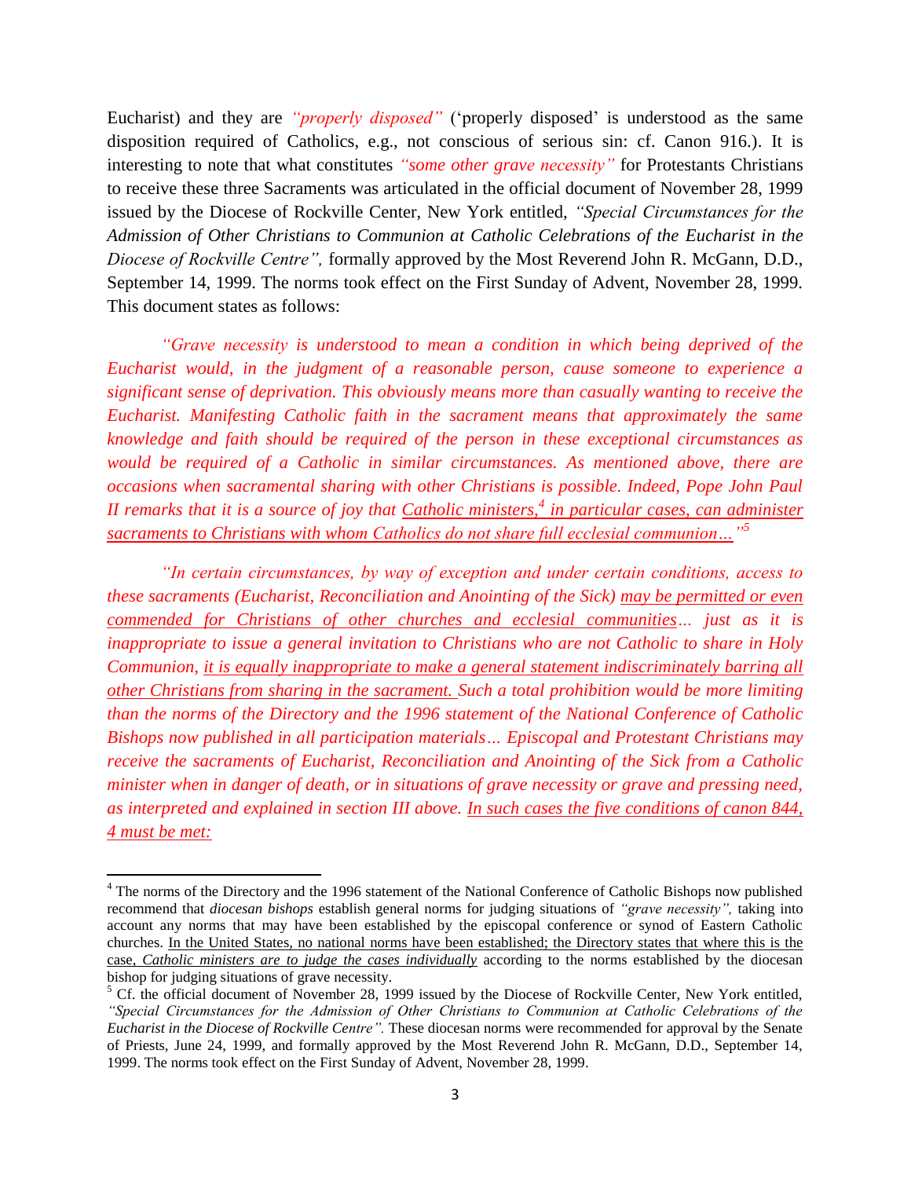Eucharist) and they are *"properly disposed"* ('properly disposed' is understood as the same disposition required of Catholics, e.g., not conscious of serious sin: cf. Canon 916.). It is interesting to note that what constitutes *"some other grave necessity"* for Protestants Christians to receive these three Sacraments was articulated in the official document of November 28, 1999 issued by the Diocese of Rockville Center, New York entitled, *"Special Circumstances for the Admission of Other Christians to Communion at Catholic Celebrations of the Eucharist in the Diocese of Rockville Centre",* formally approved by the Most Reverend John R. McGann, D.D., September 14, 1999. The norms took effect on the First Sunday of Advent, November 28, 1999. This document states as follows:

*"Grave necessity is understood to mean a condition in which being deprived of the Eucharist would, in the judgment of a reasonable person, cause someone to experience a significant sense of deprivation. This obviously means more than casually wanting to receive the Eucharist. Manifesting Catholic faith in the sacrament means that approximately the same knowledge and faith should be required of the person in these exceptional circumstances as would be required of a Catholic in similar circumstances. As mentioned above, there are occasions when sacramental sharing with other Christians is possible. Indeed, Pope John Paul II remarks that it is a source of joy that <u>Catholic ministers,[4] in particular cases, can administer sacraments to Christians with whom Catholics do not share full ecclesial communion…</u>"[5]*

*"In certain circumstances, by way of exception and under certain conditions, access to these sacraments (Eucharist, Reconciliation and Anointing of the Sick) <u>may be permitted or even commended for Christians of other churches and ecclesial communities</u>… just as it is inappropriate to issue a general invitation to Christians who are not Catholic to share in Holy Communion, <u>it is equally inappropriate to make a general statement indiscriminately barring all other Christians from sharing in the sacrament.</u> Such a total prohibition would be more limiting than the norms of the Directory and the 1996 statement of the National Conference of Catholic Bishops now published in all participation materials… Episcopal and Protestant Christians may receive the sacraments of Eucharist, Reconciliation and Anointing of the Sick from a Catholic minister when in danger of death, or in situations of grave necessity or grave and pressing need, as interpreted and explained in section III above. <u>In such cases the five conditions of canon 844, 4 must be met:</u>*

---

[4] The norms of the Directory and the 1996 statement of the National Conference of Catholic Bishops now published recommend that *diocesan bishops* establish general norms for judging situations of *"grave necessity",* taking into account any norms that may have been established by the episcopal conference or synod of Eastern Catholic churches. <u>In the United States, no national norms have been established; the Directory states that where this is the case, *Catholic ministers are to judge the cases individually*</u> according to the norms established by the diocesan bishop for judging situations of grave necessity.

[5] Cf. the official document of November 28, 1999 issued by the Diocese of Rockville Center, New York entitled, *"Special Circumstances for the Admission of Other Christians to Communion at Catholic Celebrations of the Eucharist in the Diocese of Rockville Centre".* These diocesan norms were recommended for approval by the Senate of Priests, June 24, 1999, and formally approved by the Most Reverend John R. McGann, D.D., September 14, 1999. The norms took effect on the First Sunday of Advent, November 28, 1999.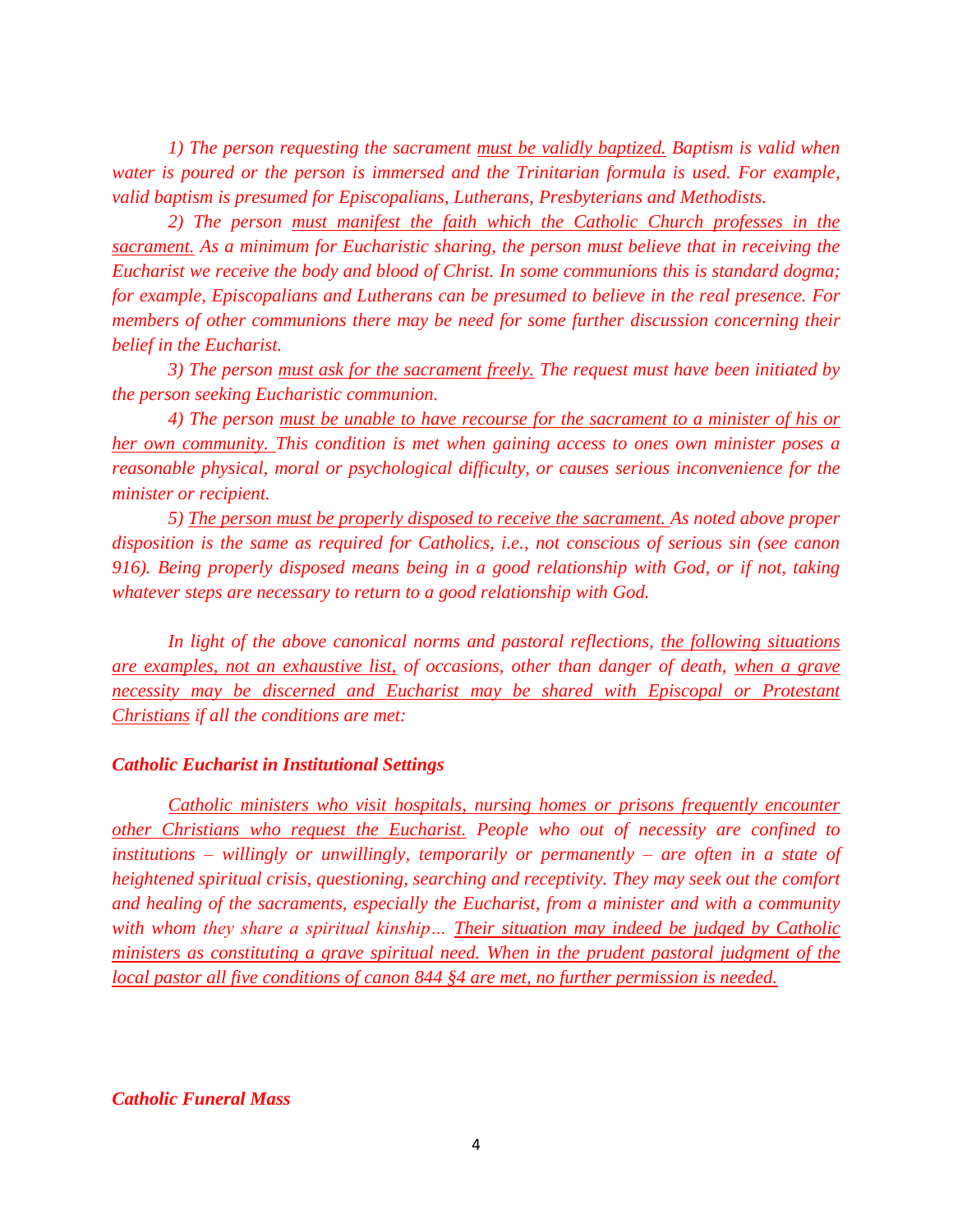*1) The person requesting the sacrament* *<u>must be validly baptized.</u>* *Baptism is valid when water is poured or the person is immersed and the Trinitarian formula is used. For example, valid baptism is presumed for Episcopalians, Lutherans, Presbyterians and Methodists.*

*2) The person* *<u>must manifest the faith which the Catholic Church professes in the sacrament.</u>* *As a minimum for Eucharistic sharing, the person must believe that in receiving the Eucharist we receive the body and blood of Christ. In some communions this is standard dogma; for example, Episcopalians and Lutherans can be presumed to believe in the real presence. For members of other communions there may be need for some further discussion concerning their belief in the Eucharist.*

*3) The person* *<u>must ask for the sacrament freely.</u>* *The request must have been initiated by the person seeking Eucharistic communion.*

*4) The person* *<u>must be unable to have recourse for the sacrament to a minister of his or her own community.</u>* *This condition is met when gaining access to ones own minister poses a reasonable physical, moral or psychological difficulty, or causes serious inconvenience for the minister or recipient.*

*5)* *<u>The person must be properly disposed to receive the sacrament.</u>* *As noted above proper disposition is the same as required for Catholics, i.e., not conscious of serious sin (see canon 916). Being properly disposed means being in a good relationship with God, or if not, taking whatever steps are necessary to return to a good relationship with God.*

*In light of the above canonical norms and pastoral reflections,* *<u>the following situations are examples, not an exhaustive list,</u>* *of occasions, other than danger of death,* *<u>when a grave necessity may be discerned and Eucharist may be shared with Episcopal or Protestant Christians</u>* *if all the conditions are met:*

***Catholic Eucharist in Institutional Settings***

*<u>Catholic ministers who visit hospitals, nursing homes or prisons frequently encounter other Christians who request the Eucharist.</u>* *People who out of necessity are confined to institutions – willingly or unwillingly, temporarily or permanently – are often in a state of heightened spiritual crisis, questioning, searching and receptivity. They may seek out the comfort and healing of the sacraments, especially the Eucharist, from a minister and with a community with whom they share a spiritual kinship…* *<u>Their situation may indeed be judged by Catholic ministers as constituting a grave spiritual need. When in the prudent pastoral judgment of the local pastor all five conditions of canon 844 §4 are met, no further permission is needed.</u>*

***Catholic Funeral Mass***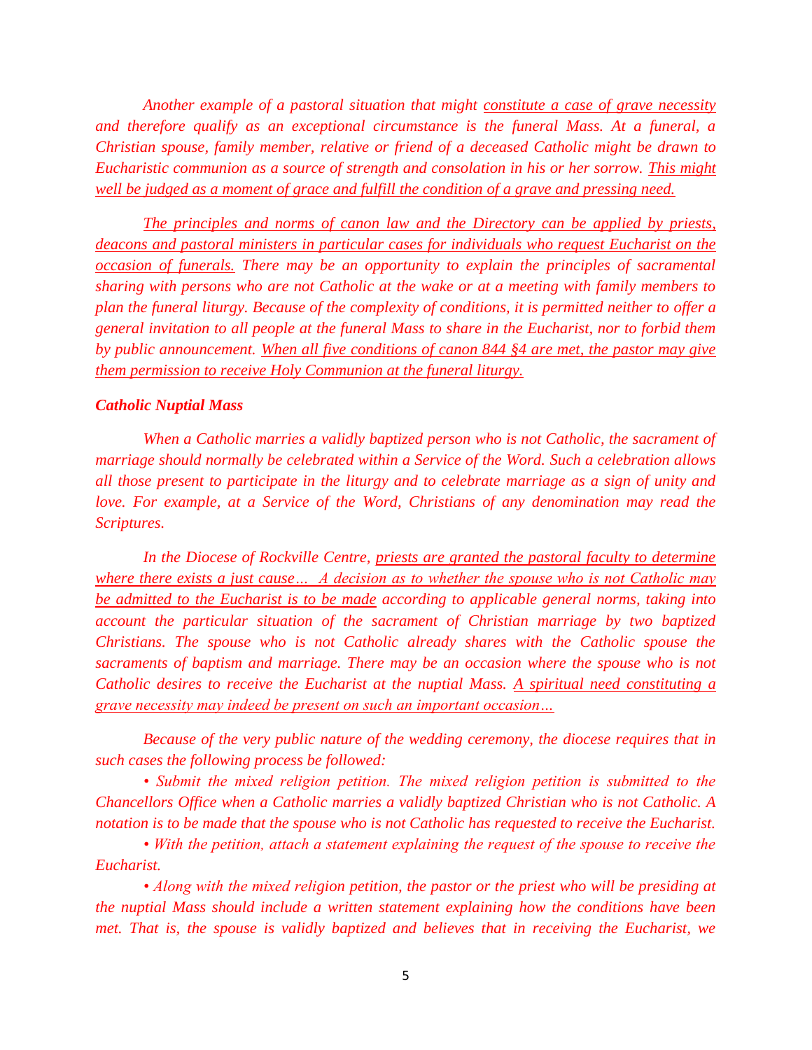*Another example of a pastoral situation that might constitute a case of grave necessity and therefore qualify as an exceptional circumstance is the funeral Mass. At a funeral, a Christian spouse, family member, relative or friend of a deceased Catholic might be drawn to Eucharistic communion as a source of strength and consolation in his or her sorrow. This might well be judged as a moment of grace and fulfill the condition of a grave and pressing need.*

*The principles and norms of canon law and the Directory can be applied by priests, deacons and pastoral ministers in particular cases for individuals who request Eucharist on the occasion of funerals. There may be an opportunity to explain the principles of sacramental sharing with persons who are not Catholic at the wake or at a meeting with family members to plan the funeral liturgy. Because of the complexity of conditions, it is permitted neither to offer a general invitation to all people at the funeral Mass to share in the Eucharist, nor to forbid them by public announcement. When all five conditions of canon 844 §4 are met, the pastor may give them permission to receive Holy Communion at the funeral liturgy.*

### *Catholic Nuptial Mass*

*When a Catholic marries a validly baptized person who is not Catholic, the sacrament of marriage should normally be celebrated within a Service of the Word. Such a celebration allows all those present to participate in the liturgy and to celebrate marriage as a sign of unity and love. For example, at a Service of the Word, Christians of any denomination may read the Scriptures.*

*In the Diocese of Rockville Centre, priests are granted the pastoral faculty to determine where there exists a just cause… A decision as to whether the spouse who is not Catholic may be admitted to the Eucharist is to be made according to applicable general norms, taking into account the particular situation of the sacrament of Christian marriage by two baptized Christians. The spouse who is not Catholic already shares with the Catholic spouse the sacraments of baptism and marriage. There may be an occasion where the spouse who is not Catholic desires to receive the Eucharist at the nuptial Mass. A spiritual need constituting a grave necessity may indeed be present on such an important occasion…*

*Because of the very public nature of the wedding ceremony, the diocese requires that in such cases the following process be followed:*

- *Submit the mixed religion petition. The mixed religion petition is submitted to the Chancellors Office when a Catholic marries a validly baptized Christian who is not Catholic. A notation is to be made that the spouse who is not Catholic has requested to receive the Eucharist.*
- *With the petition, attach a statement explaining the request of the spouse to receive the Eucharist.*
- *Along with the mixed religion petition, the pastor or the priest who will be presiding at the nuptial Mass should include a written statement explaining how the conditions have been met. That is, the spouse is validly baptized and believes that in receiving the Eucharist, we*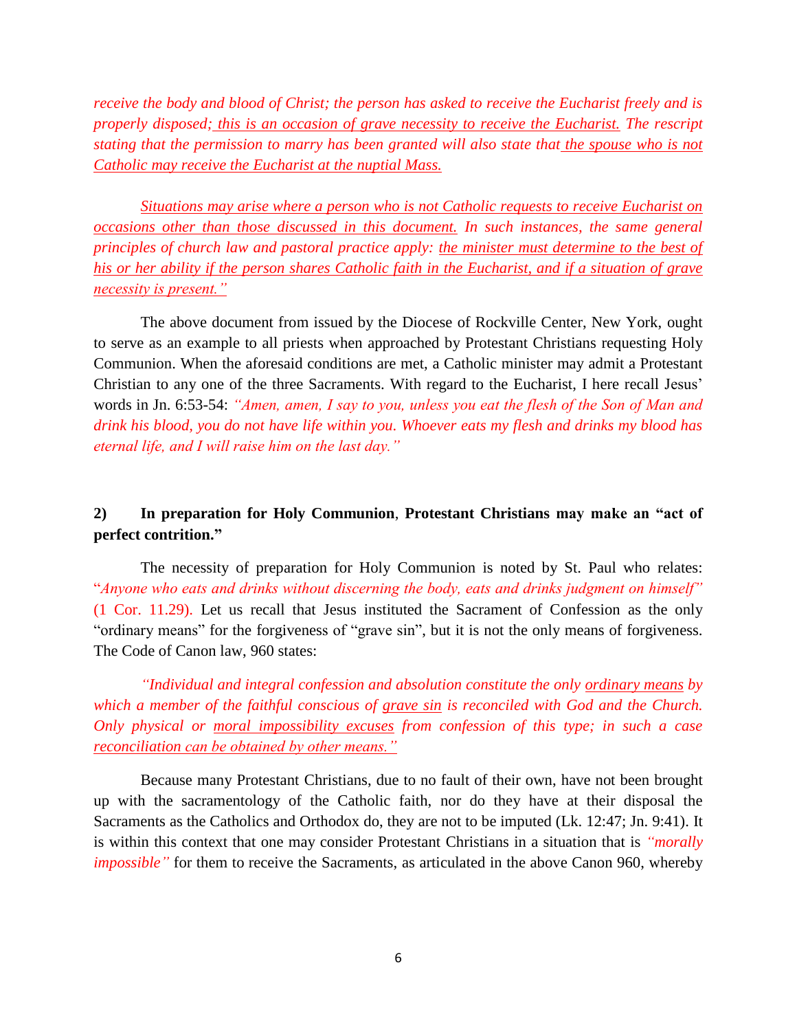*receive the body and blood of Christ; the person has asked to receive the Eucharist freely and is properly disposed; <u>this is an occasion of grave necessity to receive the Eucharist.</u> The rescript stating that the permission to marry has been granted will also state that <u>the spouse who is not Catholic may receive the Eucharist at the nuptial Mass.</u>*

*<u>Situations may arise where a person who is not Catholic requests to receive Eucharist on occasions other than those discussed in this document.</u> In such instances, the same general principles of church law and pastoral practice apply: <u>the minister must determine to the best of his or her ability if the person shares Catholic faith in the Eucharist, and if a situation of grave necessity is present."</u>*

The above document from issued by the Diocese of Rockville Center, New York, ought to serve as an example to all priests when approached by Protestant Christians requesting Holy Communion. When the aforesaid conditions are met, a Catholic minister may admit a Protestant Christian to any one of the three Sacraments. With regard to the Eucharist, I here recall Jesus' words in Jn. 6:53-54: *"Amen, amen, I say to you, unless you eat the flesh of the Son of Man and drink his blood, you do not have life within you. Whoever eats my flesh and drinks my blood has eternal life, and I will raise him on the last day."*

**2) In preparation for Holy Communion, Protestant Christians may make an "act of perfect contrition."**

The necessity of preparation for Holy Communion is noted by St. Paul who relates: "*Anyone who eats and drinks without discerning the body, eats and drinks judgment on himself"* (1 Cor. 11.29). Let us recall that Jesus instituted the Sacrament of Confession as the only "ordinary means" for the forgiveness of "grave sin", but it is not the only means of forgiveness. The Code of Canon law, 960 states:

*"Individual and integral confession and absolution constitute the only <u>ordinary means</u> by which a member of the faithful conscious of <u>grave sin</u> is reconciled with God and the Church. Only physical or <u>moral impossibility excuses</u> from confession of this type; in such a case <u>reconciliation can be obtained by other means."</u>*

Because many Protestant Christians, due to no fault of their own, have not been brought up with the sacramentology of the Catholic faith, nor do they have at their disposal the Sacraments as the Catholics and Orthodox do, they are not to be imputed (Lk. 12:47; Jn. 9:41). It is within this context that one may consider Protestant Christians in a situation that is *"morally impossible"* for them to receive the Sacraments, as articulated in the above Canon 960, whereby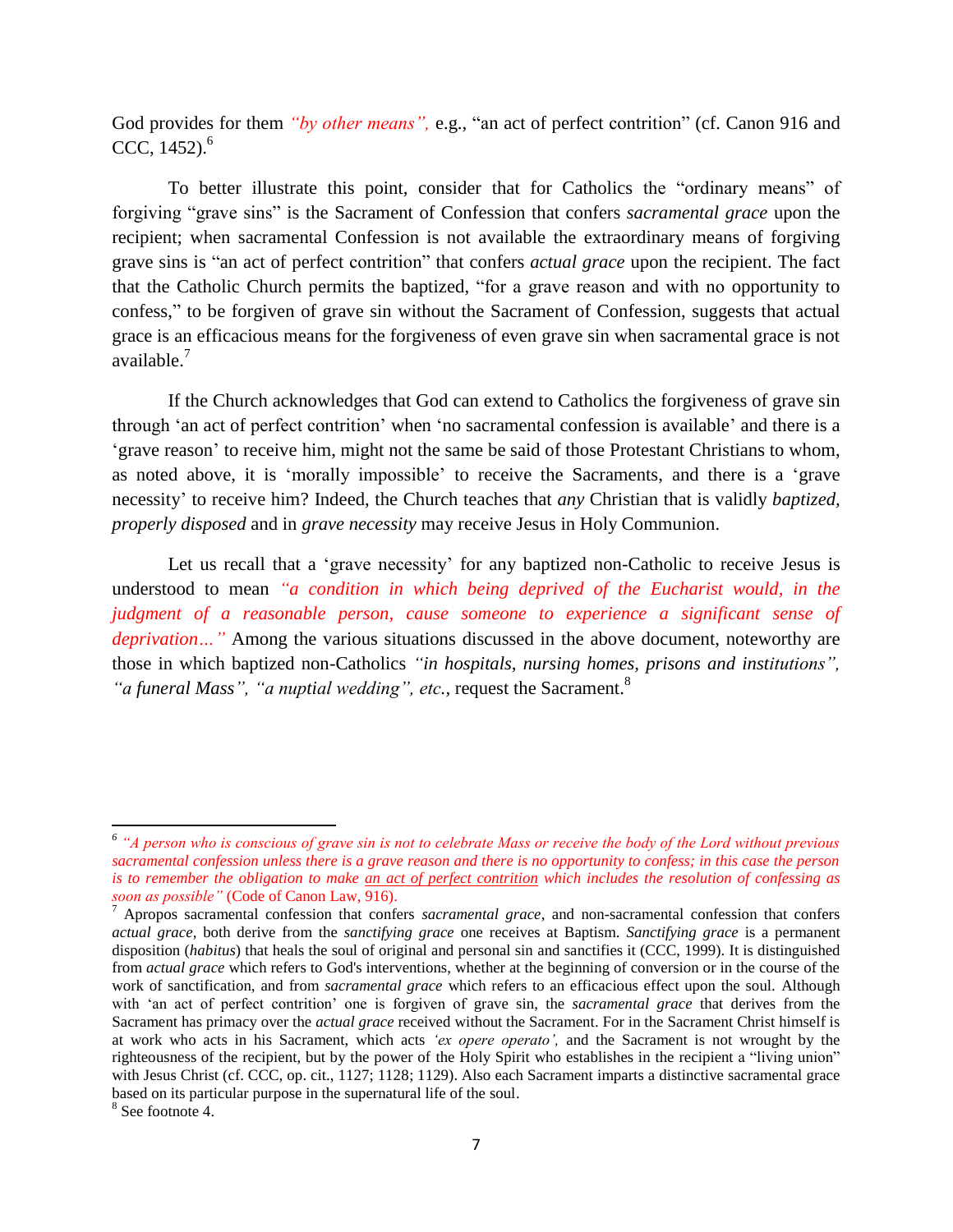God provides for them *"by other means"*, e.g., "an act of perfect contrition" (cf. Canon 916 and CCC, 1452).[6]

To better illustrate this point, consider that for Catholics the "ordinary means" of forgiving "grave sins" is the Sacrament of Confession that confers *sacramental grace* upon the recipient; when sacramental Confession is not available the extraordinary means of forgiving grave sins is "an act of perfect contrition" that confers *actual grace* upon the recipient. The fact that the Catholic Church permits the baptized, "for a grave reason and with no opportunity to confess," to be forgiven of grave sin without the Sacrament of Confession, suggests that actual grace is an efficacious means for the forgiveness of even grave sin when sacramental grace is not available.[7]

If the Church acknowledges that God can extend to Catholics the forgiveness of grave sin through 'an act of perfect contrition' when 'no sacramental confession is available' and there is a 'grave reason' to receive him, might not the same be said of those Protestant Christians to whom, as noted above, it is 'morally impossible' to receive the Sacraments, and there is a 'grave necessity' to receive him? Indeed, the Church teaches that *any* Christian that is validly *baptized, properly disposed* and in *grave necessity* may receive Jesus in Holy Communion.

Let us recall that a 'grave necessity' for any baptized non-Catholic to receive Jesus is understood to mean *"a condition in which being deprived of the Eucharist would, in the judgment of a reasonable person, cause someone to experience a significant sense of deprivation…"* Among the various situations discussed in the above document, noteworthy are those in which baptized non-Catholics *"in hospitals, nursing homes, prisons and institutions", "a funeral Mass", "a nuptial wedding", etc.*, request the Sacrament.[8]

---

[6] *"A person who is conscious of grave sin is not to celebrate Mass or receive the body of the Lord without previous sacramental confession unless there is a grave reason and there is no opportunity to confess; in this case the person is to remember the obligation to make an act of perfect contrition which includes the resolution of confessing as soon as possible"* (Code of Canon Law, 916).

[7] Apropos sacramental confession that confers *sacramental grace*, and non-sacramental confession that confers *actual grace*, both derive from the *sanctifying grace* one receives at Baptism. *Sanctifying grace* is a permanent disposition (*habitus*) that heals the soul of original and personal sin and sanctifies it (CCC, 1999). It is distinguished from *actual grace* which refers to God's interventions, whether at the beginning of conversion or in the course of the work of sanctification, and from *sacramental grace* which refers to an efficacious effect upon the soul. Although with 'an act of perfect contrition' one is forgiven of grave sin, the *sacramental grace* that derives from the Sacrament has primacy over the *actual grace* received without the Sacrament. For in the Sacrament Christ himself is at work who acts in his Sacrament, which acts *'ex opere operato'*, and the Sacrament is not wrought by the righteousness of the recipient, but by the power of the Holy Spirit who establishes in the recipient a "living union" with Jesus Christ (cf. CCC, op. cit., 1127; 1128; 1129). Also each Sacrament imparts a distinctive sacramental grace based on its particular purpose in the supernatural life of the soul.

[8] See footnote 4.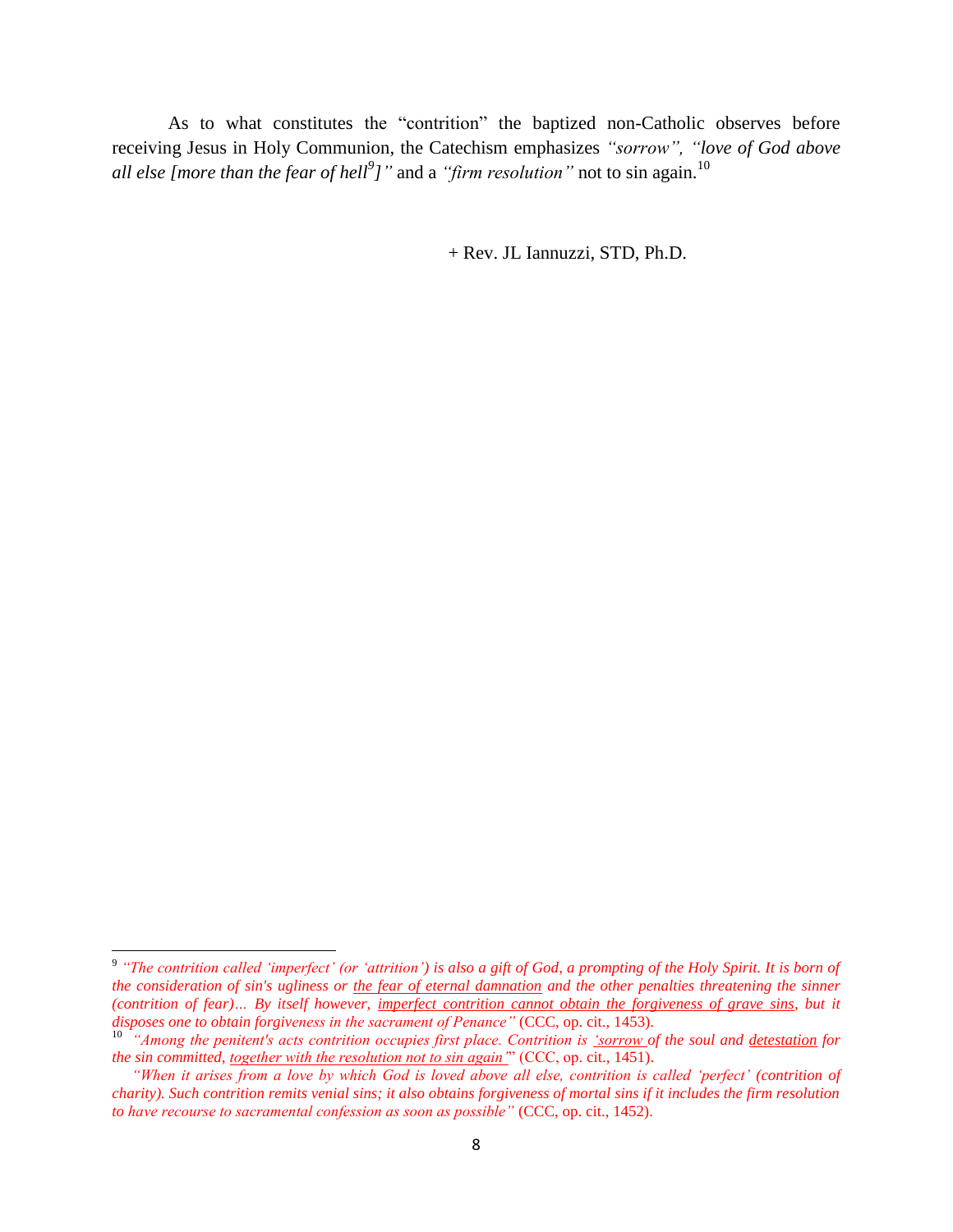As to what constitutes the "contrition" the baptized non-Catholic observes before receiving Jesus in Holy Communion, the Catechism emphasizes *"sorrow", "love of God above all else [more than the fear of hell[9]]"* and a *"firm resolution"* not to sin again.[10]

+ Rev. JL Iannuzzi, STD, Ph.D.

---

[9] *"The contrition called 'imperfect' (or 'attrition') is also a gift of God, a prompting of the Holy Spirit. It is born of the consideration of sin's ugliness or the fear of eternal damnation and the other penalties threatening the sinner (contrition of fear)... By itself however, imperfect contrition cannot obtain the forgiveness of grave sins, but it disposes one to obtain forgiveness in the sacrament of Penance"* (CCC, op. cit., 1453).

[10] *"Among the penitent's acts contrition occupies first place. Contrition is 'sorrow of the soul and detestation for the sin committed, together with the resolution not to sin again'"* (CCC, op. cit., 1451).

*"When it arises from a love by which God is loved above all else, contrition is called 'perfect' (contrition of charity). Such contrition remits venial sins; it also obtains forgiveness of mortal sins if it includes the firm resolution to have recourse to sacramental confession as soon as possible"* (CCC, op. cit., 1452).